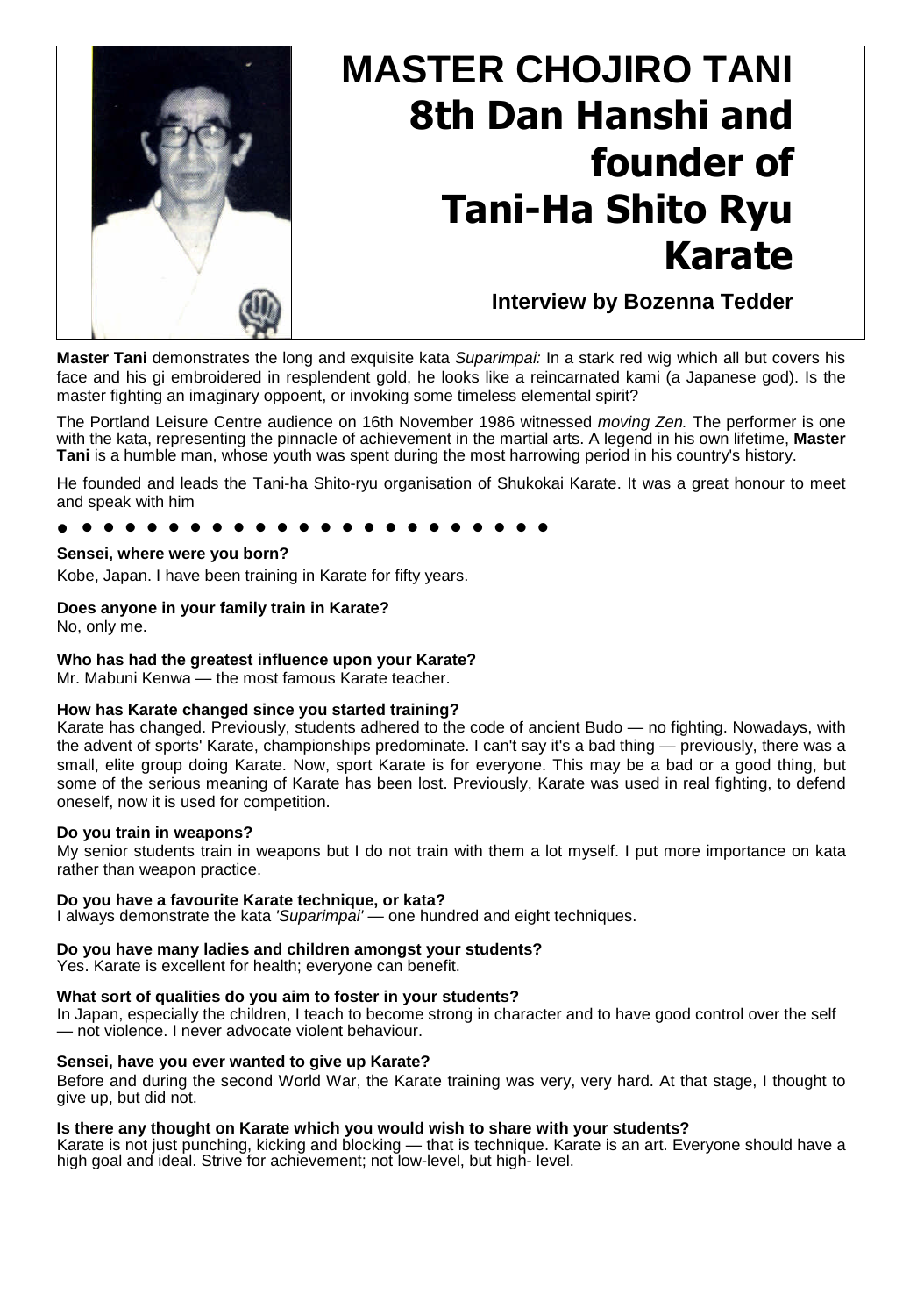# MASTER CHOJIRO TANI

# 8th Dan Hanshi and founder of Tani-Ha Shito Ryu Karate

**Interview by Bozenna Tedder**

**Master Tani** demonstrates the long and exquisite kata *Suparimpai:* In a stark red wig which all but covers his face and his gi embroidered in resplendent gold, he looks like a reincarnated kami (a Japanese god). Is the master fighting an imaginary oppoent, or invoking some timeless elemental spirit?

The Portland Leisure Centre audience on 16th November 1986 witnessed *moving Zen.* The performer is one with the kata, representing the pinnacle of achievement in the martial arts. A legend in his own lifetime, **Master Tani** is a humble man, whose youth was spent during the most harrowing period in his country's history.

He founded and leads the Tani-ha Shito-ryu organisation of Shukokai Karate. It was a great honour to meet and speak with him

● ● ● ● ● ● ● ● ● ● ● ● ● ● ● ● ● ● ● ● ● ● ● ● ● ●

**Sensei, where were you born?**

Kobe, Japan. I have been training in Karate for fifty years.

**Does anyone in your family train in Karate?**

No, only me.

**Who has had the greatest influence upon your Karate?**

Mr. Mabuni Kenwa — the most famous Karate teacher.

**How has Karate changed since you started training?**

Karate has changed. Previously, students adhered to the code of ancient Budo — no fighting. Nowadays, with the advent of sports' Karate, championships predominate. I can't say it's a bad thing — previously, there was a small, elite group doing Karate. Now, sport Karate is for everyone. This may be a bad or a good thing, but some of the serious meaning of Karate has been lost. Previously, Karate was used in real fighting, to defend oneself, now it is used for competition.

**Do you train in weapons?**

My senior students train in weapons but I do not train with them a lot myself. I put more importance on kata rather than weapon practice.

**Do you have a favourite Karate technique, or kata?**

I always demonstrate the kata *'Suparimpai'* — one hundred and eight techniques.

**Do you have many ladies and children amongst your students?**

Yes. Karate is excellent for health; everyone can benefit.

**What sort of qualities do you aim to foster in your students?**

In Japan, especially the children, I teach to become strong in character and to have good control over the self — not violence. I never advocate violent behaviour.

**Sensei, have you ever wanted to give up Karate?**

Before and during the second World War, the Karate training was very, very hard. At that stage, I thought to give up, but did not.

**Is there any thought on Karate which you would wish to share with your students?**

Karate is not just punching, kicking and blocking — that is technique. Karate is an art. Everyone should have a high goal and ideal. Strive for achievement; not low-level, but high- level.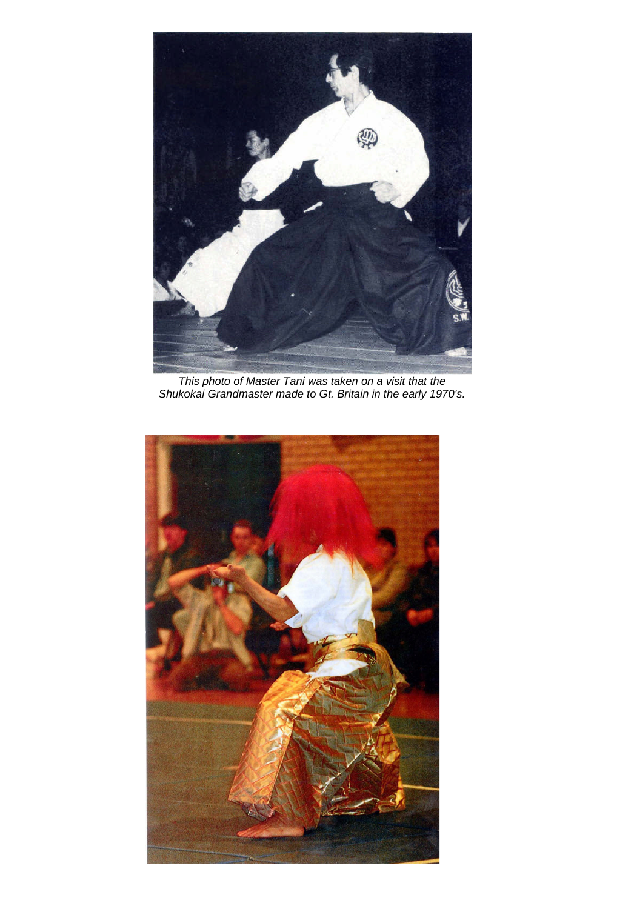*This photo of Master Tani was taken on a visit that the Shukokai Grandmaster made to Gt. Britain in the early 1970's.*